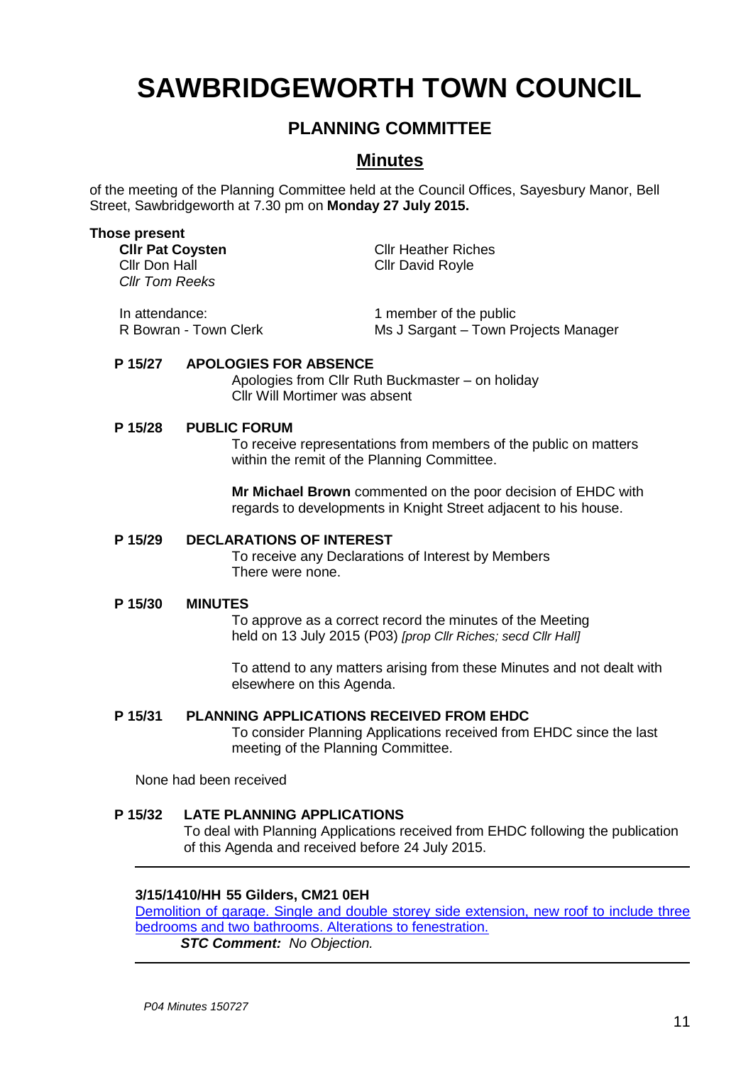# SAWBRIDGEWORTH TOWN COUNCIL

## PLANNING COMMITTEE

## Minutes

of the meeting of the Planning Committee held at the Council Offices, Sayesbury Manor, Bell Street, Sawbridgeworth at 7.30 pm on **Monday 27 July 2015.**

**Those present**

**Cllr Pat Coysten**
Cllr Don Hall
*Cllr Tom Reeks*
Cllr Heather Riches
Cllr David Royle

In attendance:
R Bowran - Town Clerk
1 member of the public
Ms J Sargant – Town Projects Manager

**P 15/27 APOLOGIES FOR ABSENCE**

Apologies from Cllr Ruth Buckmaster – on holiday
Cllr Will Mortimer was absent

**P 15/28 PUBLIC FORUM**

To receive representations from members of the public on matters within the remit of the Planning Committee.

**Mr Michael Brown** commented on the poor decision of EHDC with regards to developments in Knight Street adjacent to his house.

**P 15/29 DECLARATIONS OF INTEREST**

To receive any Declarations of Interest by Members
There were none.

**P 15/30 MINUTES**

To approve as a correct record the minutes of the Meeting held on 13 July 2015 (P03) *[prop Cllr Riches; secd Cllr Hall]*

To attend to any matters arising from these Minutes and not dealt with elsewhere on this Agenda.

**P 15/31 PLANNING APPLICATIONS RECEIVED FROM EHDC**

To consider Planning Applications received from EHDC since the last meeting of the Planning Committee.

None had been received

**P 15/32 LATE PLANNING APPLICATIONS**

To deal with Planning Applications received from EHDC following the publication of this Agenda and received before 24 July 2015.

---

**3/15/1410/HH 55 Gilders, CM21 0EH**

Demolition of garage. Single and double storey side extension, new roof to include three bedrooms and two bathrooms. Alterations to fenestration.

***STC Comment:** No Objection.*

---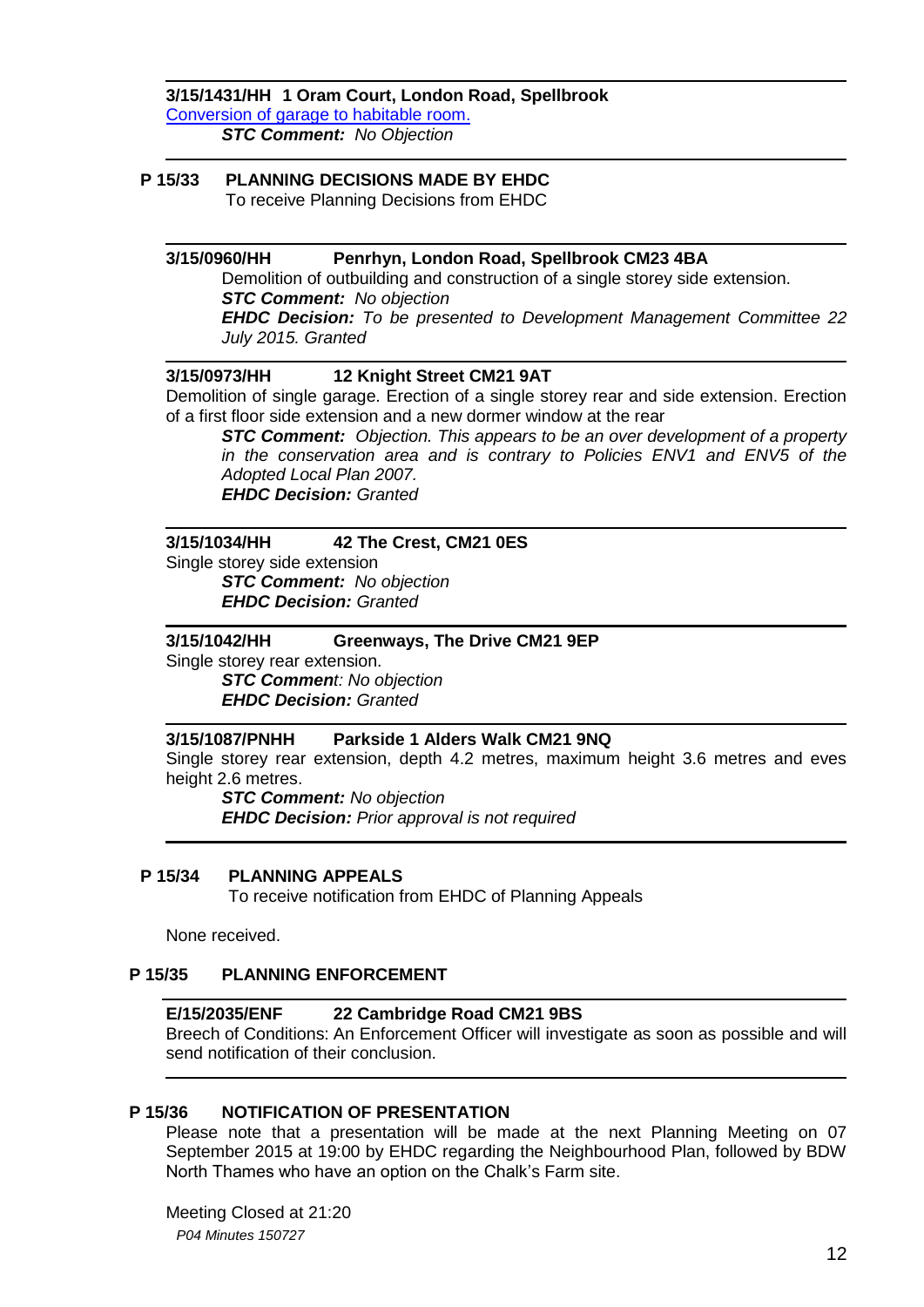**3/15/1431/HH 1 Oram Court, London Road, Spellbrook**

Conversion of garage to habitable room.

***STC Comment:*** *No Objection*

## P 15/33 PLANNING DECISIONS MADE BY EHDC

To receive Planning Decisions from EHDC

**3/15/0960/HH Penrhyn, London Road, Spellbrook CM23 4BA**

Demolition of outbuilding and construction of a single storey side extension.

***STC Comment:*** *No objection*

***EHDC Decision:*** *To be presented to Development Management Committee 22 July 2015. Granted*

**3/15/0973/HH 12 Knight Street CM21 9AT**

Demolition of single garage. Erection of a single storey rear and side extension. Erection of a first floor side extension and a new dormer window at the rear

***STC Comment:*** *Objection. This appears to be an over development of a property in the conservation area and is contrary to Policies ENV1 and ENV5 of the Adopted Local Plan 2007.*

***EHDC Decision:*** *Granted*

**3/15/1034/HH 42 The Crest, CM21 0ES**

Single storey side extension

***STC Comment:*** *No objection*

***EHDC Decision:*** *Granted*

**3/15/1042/HH Greenways, The Drive CM21 9EP**

Single storey rear extension.

***STC Comment****: No objection*

***EHDC Decision:*** *Granted*

**3/15/1087/PNHH Parkside 1 Alders Walk CM21 9NQ**

Single storey rear extension, depth 4.2 metres, maximum height 3.6 metres and eves height 2.6 metres.

***STC Comment:*** *No objection*

***EHDC Decision:*** *Prior approval is not required*

## P 15/34 PLANNING APPEALS

To receive notification from EHDC of Planning Appeals

None received.

## P 15/35 PLANNING ENFORCEMENT

**E/15/2035/ENF 22 Cambridge Road CM21 9BS**

Breech of Conditions: An Enforcement Officer will investigate as soon as possible and will send notification of their conclusion.

## P 15/36 NOTIFICATION OF PRESENTATION

Please note that a presentation will be made at the next Planning Meeting on 07 September 2015 at 19:00 by EHDC regarding the Neighbourhood Plan, followed by BDW North Thames who have an option on the Chalk's Farm site.

Meeting Closed at 21:20